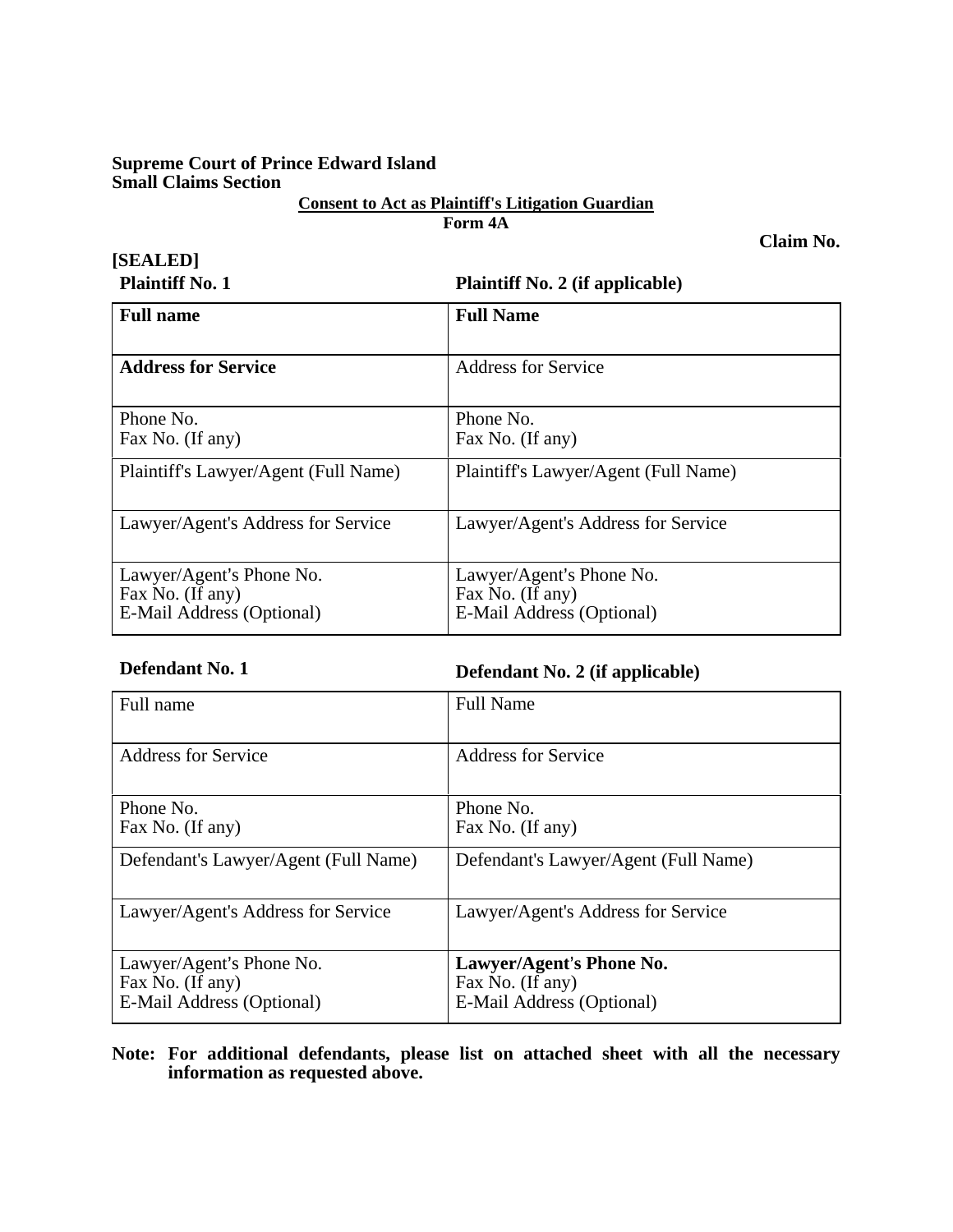**Supreme Court of Prince Edward Island**
**Small Claims Section**

**Consent to Act as Plaintiff's Litigation Guardian**
**Form 4A**

**Claim No.**

**[SEALED]**

| **Plaintiff No. 1** | **Plaintiff No. 2 (if applicable)** |
|---|---|
| **Full name** | **Full Name** |
| **Address for Service** | Address for Service |
| Phone No.<br>Fax No. (If any) | Phone No.<br>Fax No. (If any) |
| Plaintiff's Lawyer/Agent (Full Name) | Plaintiff's Lawyer/Agent (Full Name) |
| Lawyer/Agent's Address for Service | Lawyer/Agent's Address for Service |
| Lawyer/Agent's Phone No.<br>Fax No. (If any)<br>E-Mail Address (Optional) | Lawyer/Agent's Phone No.<br>Fax No. (If any)<br>E-Mail Address (Optional) |

| **Defendant No. 1** | **Defendant No. 2 (if applicable)** |
|---|---|
| Full name | Full Name |
| Address for Service | Address for Service |
| Phone No.<br>Fax No. (If any) | Phone No.<br>Fax No. (If any) |
| Defendant's Lawyer/Agent (Full Name) | Defendant's Lawyer/Agent (Full Name) |
| Lawyer/Agent's Address for Service | Lawyer/Agent's Address for Service |
| Lawyer/Agent's Phone No.<br>Fax No. (If any)<br>E-Mail Address (Optional) | **Lawyer/Agent's Phone No.**<br>Fax No. (If any)<br>E-Mail Address (Optional) |

**Note: For additional defendants, please list on attached sheet with all the necessary information as requested above.**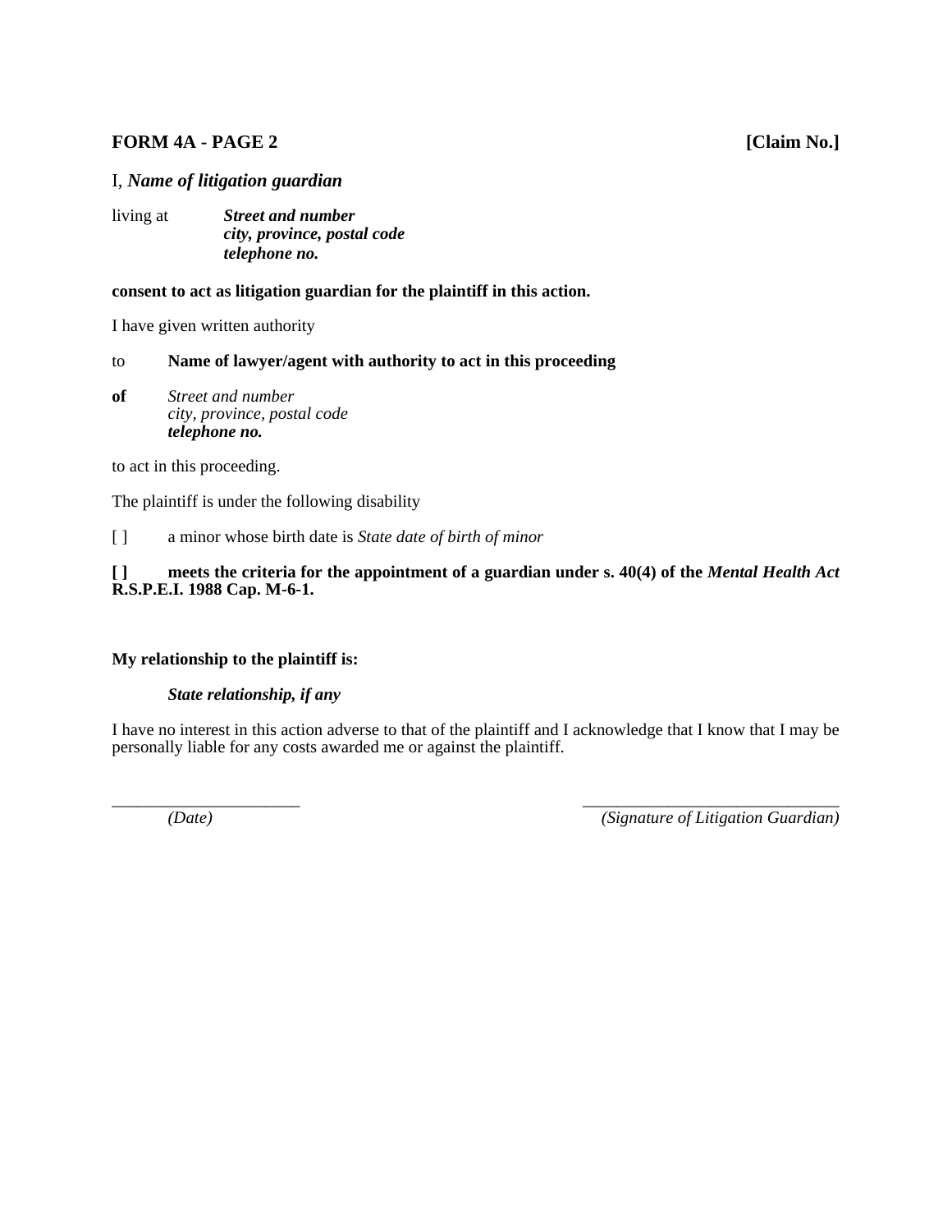**FORM 4A - PAGE 2** **[Claim No.]**

I, ***Name of litigation guardian***

living at ***Street and number***
***city, province, postal code***
***telephone no.***

**consent to act as litigation guardian for the plaintiff in this action.**

I have given written authority

to **Name of lawyer/agent with authority to act in this proceeding**

**of** *Street and number*
*city, province, postal code*
***telephone no.***

to act in this proceeding.

The plaintiff is under the following disability

[ ] a minor whose birth date is *State date of birth of minor*

**[ ] meets the criteria for the appointment of a guardian under s. 40(4) of the *Mental Health Act* R.S.P.E.I. 1988 Cap. M-6-1.**

**My relationship to the plaintiff is:**

***State relationship, if any***

I have no interest in this action adverse to that of the plaintiff and I acknowledge that I know that I may be personally liable for any costs awarded me or against the plaintiff.

______________________ ______________________________
*(Date)* *(Signature of Litigation Guardian)*